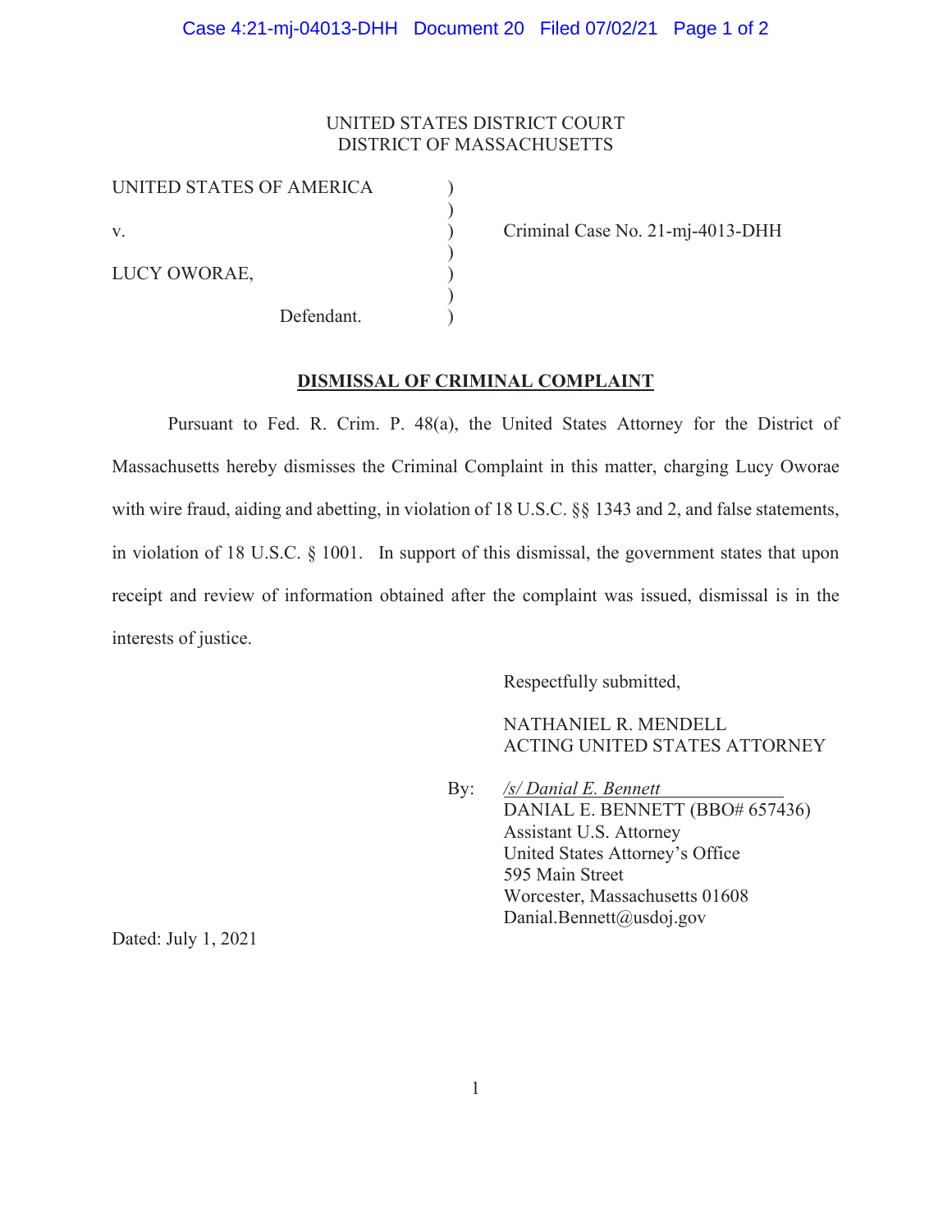UNITED STATES DISTRICT COURT
DISTRICT OF MASSACHUSETTS

| | | |
|---|---|---|
| UNITED STATES OF AMERICA | ) | |
| | ) | |
| v. | ) | Criminal Case No. 21-mj-4013-DHH |
| | ) | |
| LUCY OWORAE, | ) | |
| | ) | |
| Defendant. | ) | |

**DISMISSAL OF CRIMINAL COMPLAINT**

Pursuant to Fed. R. Crim. P. 48(a), the United States Attorney for the District of Massachusetts hereby dismisses the Criminal Complaint in this matter, charging Lucy Oworae with wire fraud, aiding and abetting, in violation of 18 U.S.C. §§ 1343 and 2, and false statements, in violation of 18 U.S.C. § 1001. In support of this dismissal, the government states that upon receipt and review of information obtained after the complaint was issued, dismissal is in the interests of justice.

Respectfully submitted,

NATHANIEL R. MENDELL
ACTING UNITED STATES ATTORNEY

By: */s/ Danial E. Bennett*
DANIAL E. BENNETT (BBO# 657436)
Assistant U.S. Attorney
United States Attorney's Office
595 Main Street
Worcester, Massachusetts 01608
Danial.Bennett@usdoj.gov

Dated: July 1, 2021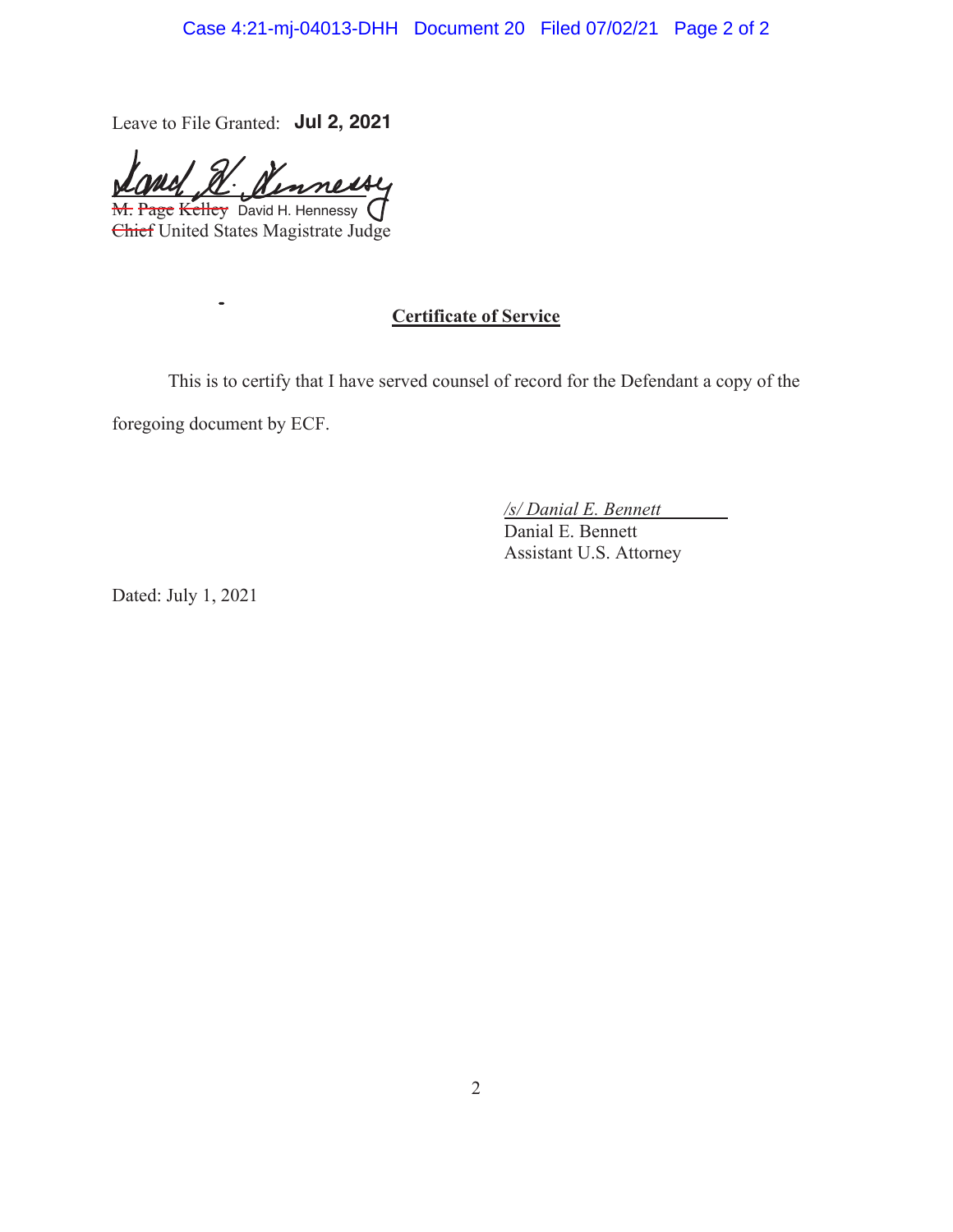Leave to File Granted: **Jul 2, 2021**

~~M. Page Kelley~~ David H. Hennessy
~~Chief~~ United States Magistrate Judge

## Certificate of Service

This is to certify that I have served counsel of record for the Defendant a copy of the foregoing document by ECF.

*/s/ Danial E. Bennett*
Danial E. Bennett
Assistant U.S. Attorney

Dated: July 1, 2021